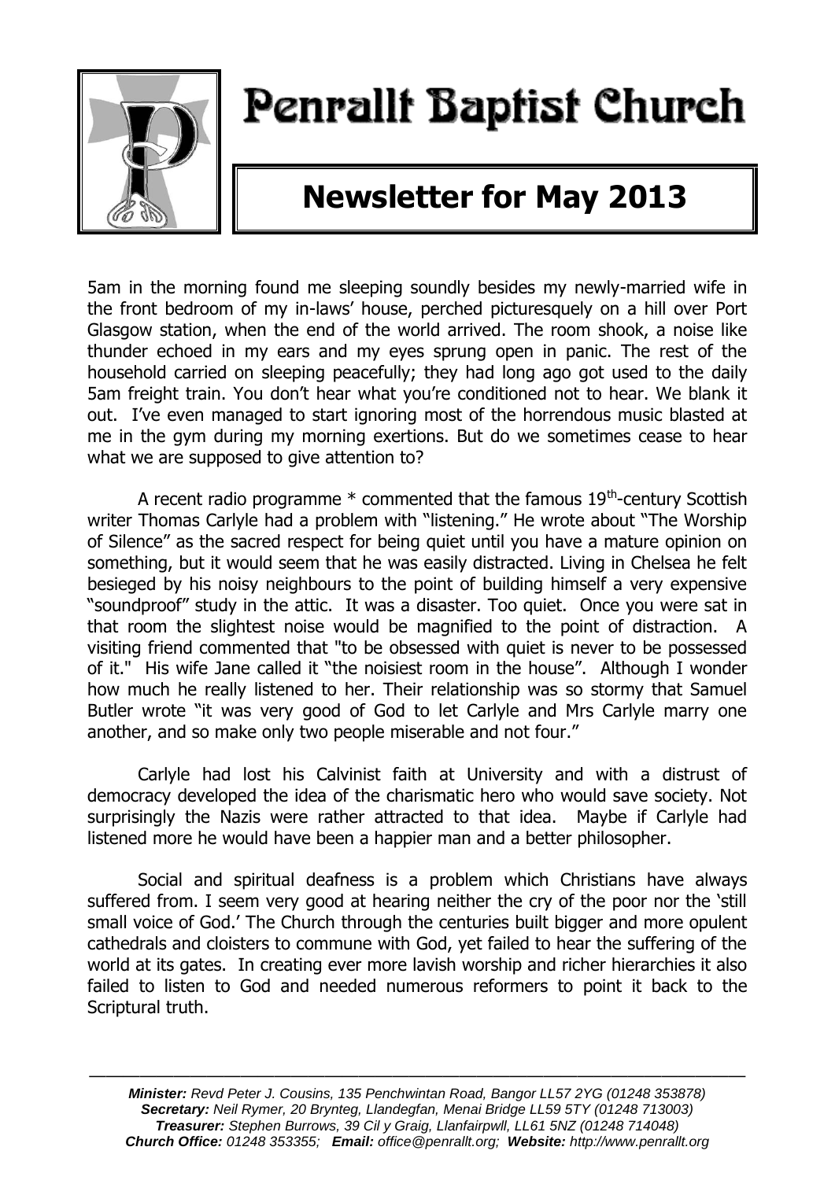# Penrallt Baptist Church

## Newsletter for May 2013

5am in the morning found me sleeping soundly besides my newly-married wife in the front bedroom of my in-laws' house, perched picturesquely on a hill over Port Glasgow station, when the end of the world arrived. The room shook, a noise like thunder echoed in my ears and my eyes sprung open in panic. The rest of the household carried on sleeping peacefully; they had long ago got used to the daily 5am freight train. You don't hear what you're conditioned not to hear. We blank it out. I've even managed to start ignoring most of the horrendous music blasted at me in the gym during my morning exertions. But do we sometimes cease to hear what we are supposed to give attention to?

A recent radio programme * commented that the famous 19th-century Scottish writer Thomas Carlyle had a problem with "listening." He wrote about "The Worship of Silence" as the sacred respect for being quiet until you have a mature opinion on something, but it would seem that he was easily distracted. Living in Chelsea he felt besieged by his noisy neighbours to the point of building himself a very expensive "soundproof" study in the attic. It was a disaster. Too quiet. Once you were sat in that room the slightest noise would be magnified to the point of distraction. A visiting friend commented that "to be obsessed with quiet is never to be possessed of it." His wife Jane called it "the noisiest room in the house". Although I wonder how much he really listened to her. Their relationship was so stormy that Samuel Butler wrote "it was very good of God to let Carlyle and Mrs Carlyle marry one another, and so make only two people miserable and not four."

Carlyle had lost his Calvinist faith at University and with a distrust of democracy developed the idea of the charismatic hero who would save society. Not surprisingly the Nazis were rather attracted to that idea. Maybe if Carlyle had listened more he would have been a happier man and a better philosopher.

Social and spiritual deafness is a problem which Christians have always suffered from. I seem very good at hearing neither the cry of the poor nor the 'still small voice of God.' The Church through the centuries built bigger and more opulent cathedrals and cloisters to commune with God, yet failed to hear the suffering of the world at its gates. In creating ever more lavish worship and richer hierarchies it also failed to listen to God and needed numerous reformers to point it back to the Scriptural truth.

---

***Minister:*** *Revd Peter J. Cousins, 135 Penchwintan Road, Bangor LL57 2YG (01248 353878)*
***Secretary:*** *Neil Rymer, 20 Brynteg, Llandegfan, Menai Bridge LL59 5TY (01248 713003)*
***Treasurer:*** *Stephen Burrows, 39 Cil y Graig, Llanfairpwll, LL61 5NZ (01248 714048)*
***Church Office:*** *01248 353355;* ***Email:*** *office@penrallt.org;* ***Website:*** *http://www.penrallt.org*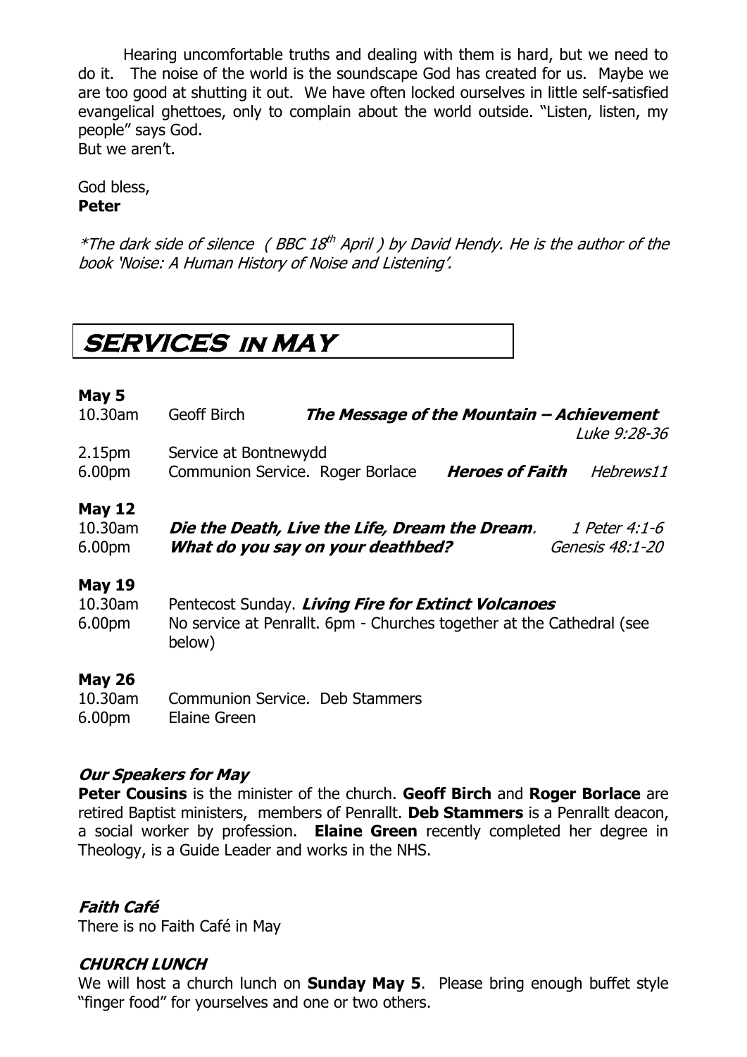Hearing uncomfortable truths and dealing with them is hard, but we need to do it. The noise of the world is the soundscape God has created for us. Maybe we are too good at shutting it out. We have often locked ourselves in little self-satisfied evangelical ghettoes, only to complain about the world outside. "Listen, listen, my people" says God.
But we aren't.

God bless,
**Peter**

*\*The dark side of silence ( BBC 18th April ) by David Hendy. He is the author of the book 'Noise: A Human History of Noise and Listening'.*

# SERVICES in MAY

**May 5**

| | | | |
|---|---|---|---|
| 10.30am | Geoff Birch | ***The Message of the Mountain – Achievement*** | *Luke 9:28-36* |
| 2.15pm | Service at Bontnewydd | | |
| 6.00pm | Communion Service. Roger Borlace | ***Heroes of Faith*** | *Hebrews11* |

**May 12**

| | | |
|---|---|---|
| 10.30am | ***Die the Death, Live the Life, Dream the Dream.*** | *1 Peter 4:1-6* |
| 6.00pm | ***What do you say on your deathbed?*** | *Genesis 48:1-20* |

**May 19**

| | |
|---|---|
| 10.30am | Pentecost Sunday. ***Living Fire for Extinct Volcanoes*** |
| 6.00pm | No service at Penrallt. 6pm - Churches together at the Cathedral (see below) |

**May 26**

| | |
|---|---|
| 10.30am | Communion Service. Deb Stammers |
| 6.00pm | Elaine Green |

### *Our Speakers for May*

**Peter Cousins** is the minister of the church. **Geoff Birch** and **Roger Borlace** are retired Baptist ministers, members of Penrallt. **Deb Stammers** is a Penrallt deacon, a social worker by profession. **Elaine Green** recently completed her degree in Theology, is a Guide Leader and works in the NHS.

### *Faith Café*

There is no Faith Café in May

### *CHURCH LUNCH*

We will host a church lunch on **Sunday May 5**. Please bring enough buffet style "finger food" for yourselves and one or two others.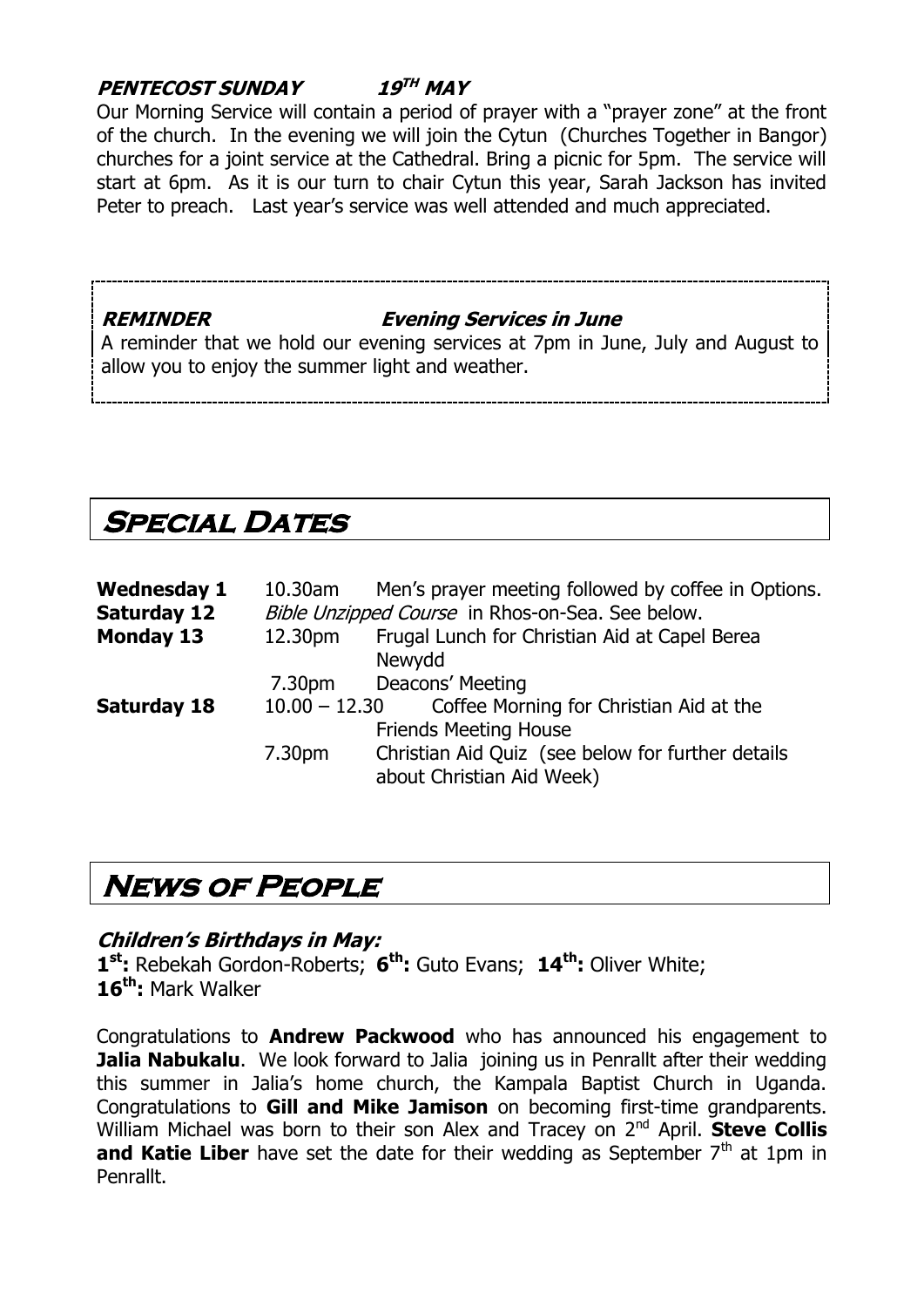**PENTECOST SUNDAY 19TH MAY**

Our Morning Service will contain a period of prayer with a "prayer zone" at the front of the church. In the evening we will join the Cytun (Churches Together in Bangor) churches for a joint service at the Cathedral. Bring a picnic for 5pm. The service will start at 6pm. As it is our turn to chair Cytun this year, Sarah Jackson has invited Peter to preach. Last year's service was well attended and much appreciated.

---

**REMINDER Evening Services in June**

A reminder that we hold our evening services at 7pm in June, July and August to allow you to enjoy the summer light and weather.

---

## Special Dates

| | | |
|---|---|---|
| **Wednesday 1** | 10.30am | Men's prayer meeting followed by coffee in Options. |
| **Saturday 12** | *Bible Unzipped Course* in Rhos-on-Sea. See below. | |
| **Monday 13** | 12.30pm | Frugal Lunch for Christian Aid at Capel Berea Newydd |
| | 7.30pm | Deacons' Meeting |
| **Saturday 18** | 10.00 – 12.30 | Coffee Morning for Christian Aid at the Friends Meeting House |
| | 7.30pm | Christian Aid Quiz (see below for further details about Christian Aid Week) |

## News of People

***Children's Birthdays in May:***

**1st:** Rebekah Gordon-Roberts; **6th:** Guto Evans; **14th:** Oliver White; **16th:** Mark Walker

Congratulations to **Andrew Packwood** who has announced his engagement to **Jalia Nabukalu**. We look forward to Jalia joining us in Penrallt after their wedding this summer in Jalia's home church, the Kampala Baptist Church in Uganda. Congratulations to **Gill and Mike Jamison** on becoming first-time grandparents. William Michael was born to their son Alex and Tracey on 2nd April. **Steve Collis and Katie Liber** have set the date for their wedding as September 7th at 1pm in Penrallt.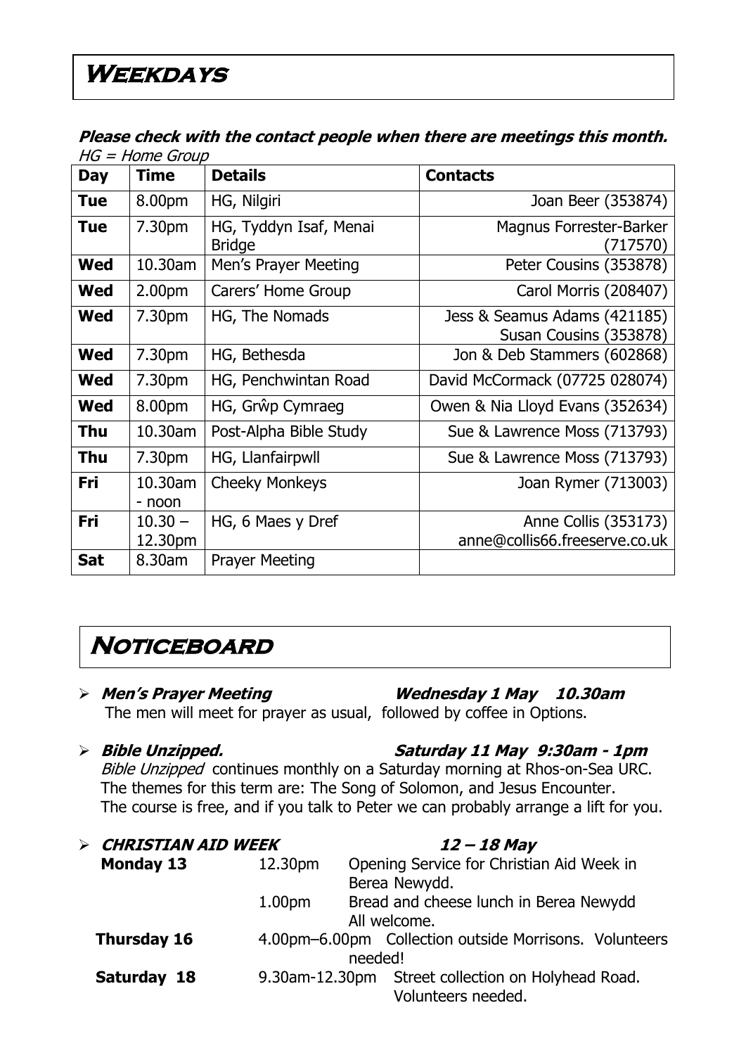# Weekdays

***Please check with the contact people when there are meetings this month.***
*HG = Home Group*

| Day | Time | Details | Contacts |
|---|---|---|---|
| **Tue** | 8.00pm | HG, Nilgiri | Joan Beer (353874) |
| **Tue** | 7.30pm | HG, Tyddyn Isaf, Menai Bridge | Magnus Forrester-Barker (717570) |
| **Wed** | 10.30am | Men's Prayer Meeting | Peter Cousins (353878) |
| **Wed** | 2.00pm | Carers' Home Group | Carol Morris (208407) |
| **Wed** | 7.30pm | HG, The Nomads | Jess & Seamus Adams (421185) Susan Cousins (353878) |
| **Wed** | 7.30pm | HG, Bethesda | Jon & Deb Stammers (602868) |
| **Wed** | 7.30pm | HG, Penchwintan Road | David McCormack (07725 028074) |
| **Wed** | 8.00pm | HG, Grŵp Cymraeg | Owen & Nia Lloyd Evans (352634) |
| **Thu** | 10.30am | Post-Alpha Bible Study | Sue & Lawrence Moss (713793) |
| **Thu** | 7.30pm | HG, Llanfairpwll | Sue & Lawrence Moss (713793) |
| **Fri** | 10.30am - noon | Cheeky Monkeys | Joan Rymer (713003) |
| **Fri** | 10.30 – 12.30pm | HG, 6 Maes y Dref | Anne Collis (353173) anne@collis66.freeserve.co.uk |
| **Sat** | 8.30am | Prayer Meeting | |

# Noticeboard

- ***Men's Prayer Meeting*** ***Wednesday 1 May 10.30am***
  The men will meet for prayer as usual, followed by coffee in Options.

- ***Bible Unzipped.*** ***Saturday 11 May 9:30am - 1pm***
  *Bible Unzipped* continues monthly on a Saturday morning at Rhos-on-Sea URC. The themes for this term are: The Song of Solomon, and Jesus Encounter. The course is free, and if you talk to Peter we can probably arrange a lift for you.

- ***CHRISTIAN AID WEEK*** ***12 – 18 May***

  **Monday 13** 12.30pm Opening Service for Christian Aid Week in Berea Newydd.
  1.00pm Bread and cheese lunch in Berea Newydd. All welcome.

  **Thursday 16** 4.00pm–6.00pm Collection outside Morrisons. Volunteers needed!

  **Saturday 18** 9.30am-12.30pm Street collection on Holyhead Road. Volunteers needed.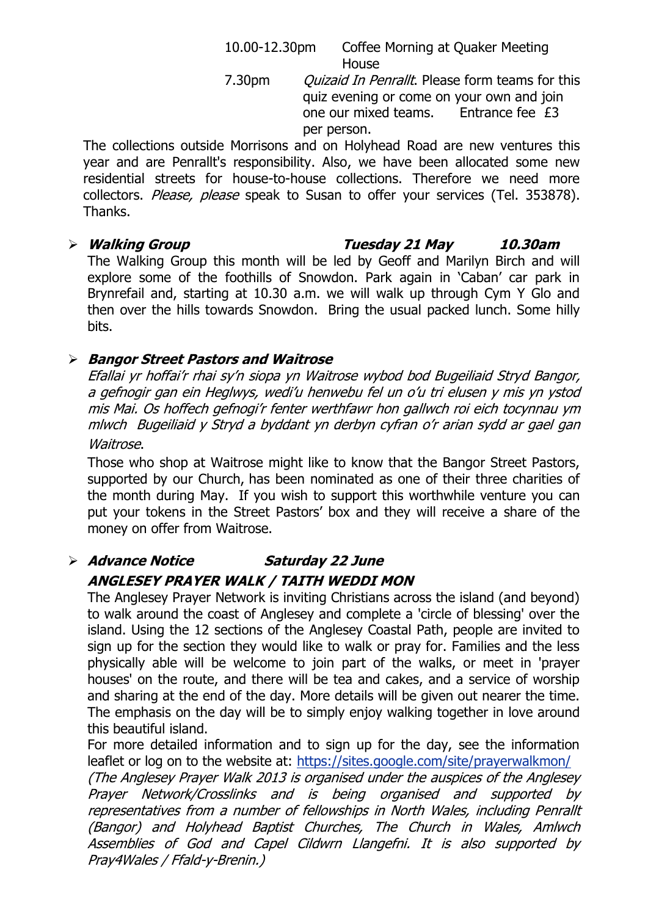10.00-12.30pm Coffee Morning at Quaker Meeting House

7.30pm *Quizaid In Penrallt*. Please form teams for this quiz evening or come on your own and join one our mixed teams. Entrance fee £3 per person.

The collections outside Morrisons and on Holyhead Road are new ventures this year and are Penrallt's responsibility. Also, we have been allocated some new residential streets for house-to-house collections. Therefore we need more collectors. *Please, please* speak to Susan to offer your services (Tel. 353878). Thanks.

- ***Walking Group*** ***Tuesday 21 May*** ***10.30am***

  The Walking Group this month will be led by Geoff and Marilyn Birch and will explore some of the foothills of Snowdon. Park again in 'Caban' car park in Brynrefail and, starting at 10.30 a.m. we will walk up through Cym Y Glo and then over the hills towards Snowdon. Bring the usual packed lunch. Some hilly bits.

- ***Bangor Street Pastors and Waitrose***

  *Efallai yr hoffai'r rhai sy'n siopa yn Waitrose wybod bod Bugeiliaid Stryd Bangor, a gefnogir gan ein Heglwys, wedi'u henwebu fel un o'u tri elusen y mis yn ystod mis Mai. Os hoffech gefnogi'r fenter werthfawr hon gallwch roi eich tocynnau ym mlwch Bugeiliaid y Stryd a byddant yn derbyn cyfran o'r arian sydd ar gael gan Waitrose.*

  Those who shop at Waitrose might like to know that the Bangor Street Pastors, supported by our Church, has been nominated as one of their three charities of the month during May. If you wish to support this worthwhile venture you can put your tokens in the Street Pastors' box and they will receive a share of the money on offer from Waitrose.

- ***Advance Notice*** ***Saturday 22 June***

  ***ANGLESEY PRAYER WALK / TAITH WEDDI MON***

  The Anglesey Prayer Network is inviting Christians across the island (and beyond) to walk around the coast of Anglesey and complete a 'circle of blessing' over the island. Using the 12 sections of the Anglesey Coastal Path, people are invited to sign up for the section they would like to walk or pray for. Families and the less physically able will be welcome to join part of the walks, or meet in 'prayer houses' on the route, and there will be tea and cakes, and a service of worship and sharing at the end of the day. More details will be given out nearer the time. The emphasis on the day will be to simply enjoy walking together in love around this beautiful island.

  For more detailed information and to sign up for the day, see the information leaflet or log on to the website at: https://sites.google.com/site/prayerwalkmon/

  *(The Anglesey Prayer Walk 2013 is organised under the auspices of the Anglesey Prayer Network/Crosslinks and is being organised and supported by representatives from a number of fellowships in North Wales, including Penrallt (Bangor) and Holyhead Baptist Churches, The Church in Wales, Amlwch Assemblies of God and Capel Cildwrn Llangefni. It is also supported by Pray4Wales / Ffald-y-Brenin.)*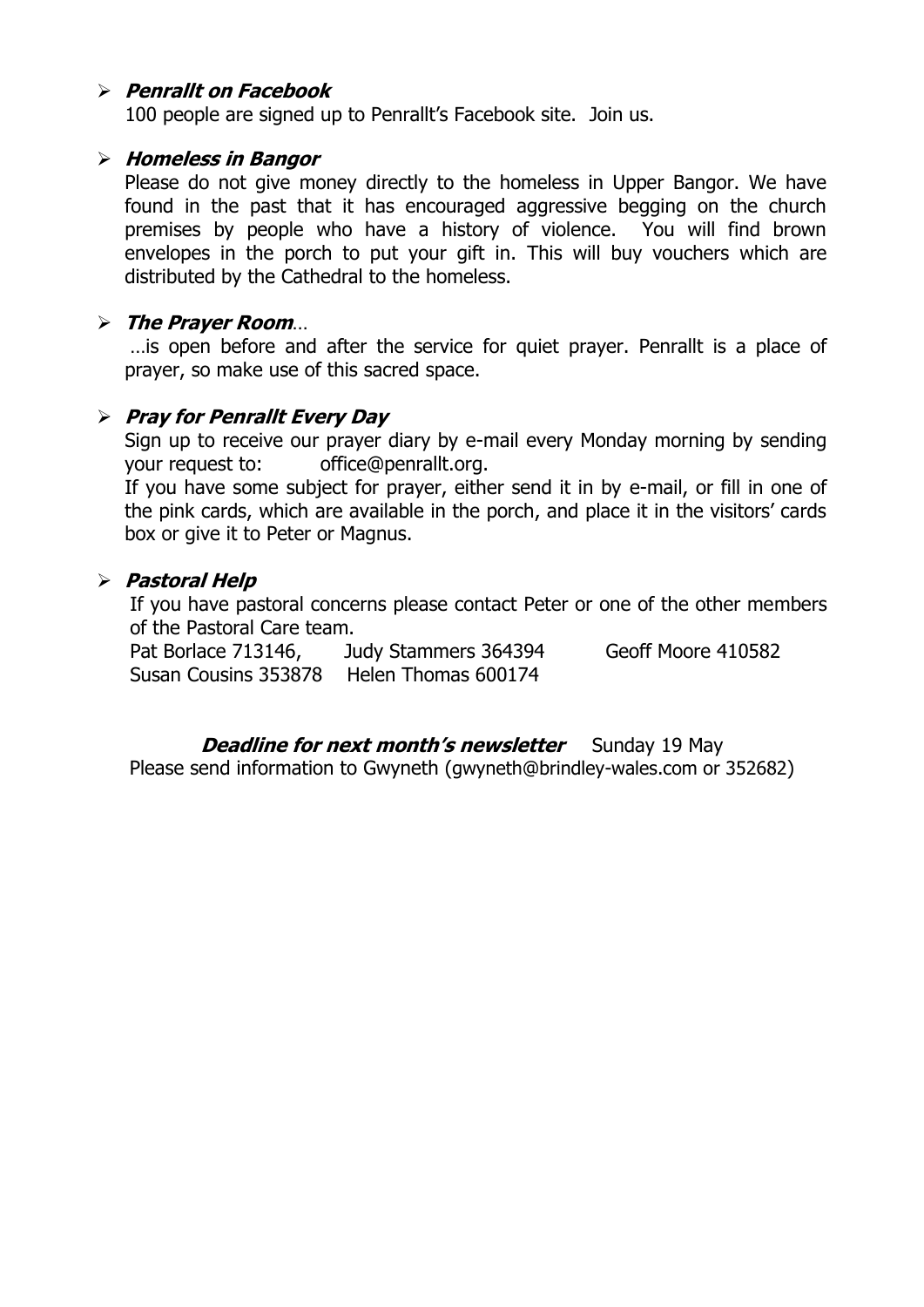- ***Penrallt on Facebook***

  100 people are signed up to Penrallt's Facebook site. Join us.

- ***Homeless in Bangor***

  Please do not give money directly to the homeless in Upper Bangor. We have found in the past that it has encouraged aggressive begging on the church premises by people who have a history of violence. You will find brown envelopes in the porch to put your gift in. This will buy vouchers which are distributed by the Cathedral to the homeless.

- ***The Prayer Room…***

  …is open before and after the service for quiet prayer. Penrallt is a place of prayer, so make use of this sacred space.

- ***Pray for Penrallt Every Day***

  Sign up to receive our prayer diary by e-mail every Monday morning by sending your request to: office@penrallt.org.

  If you have some subject for prayer, either send it in by e-mail, or fill in one of the pink cards, which are available in the porch, and place it in the visitors' cards box or give it to Peter or Magnus.

- ***Pastoral Help***

  If you have pastoral concerns please contact Peter or one of the other members of the Pastoral Care team.

  Pat Borlace 713146, Judy Stammers 364394 Geoff Moore 410582
  Susan Cousins 353878 Helen Thomas 600174

***Deadline for next month's newsletter*** Sunday 19 May

Please send information to Gwyneth (gwyneth@brindley-wales.com or 352682)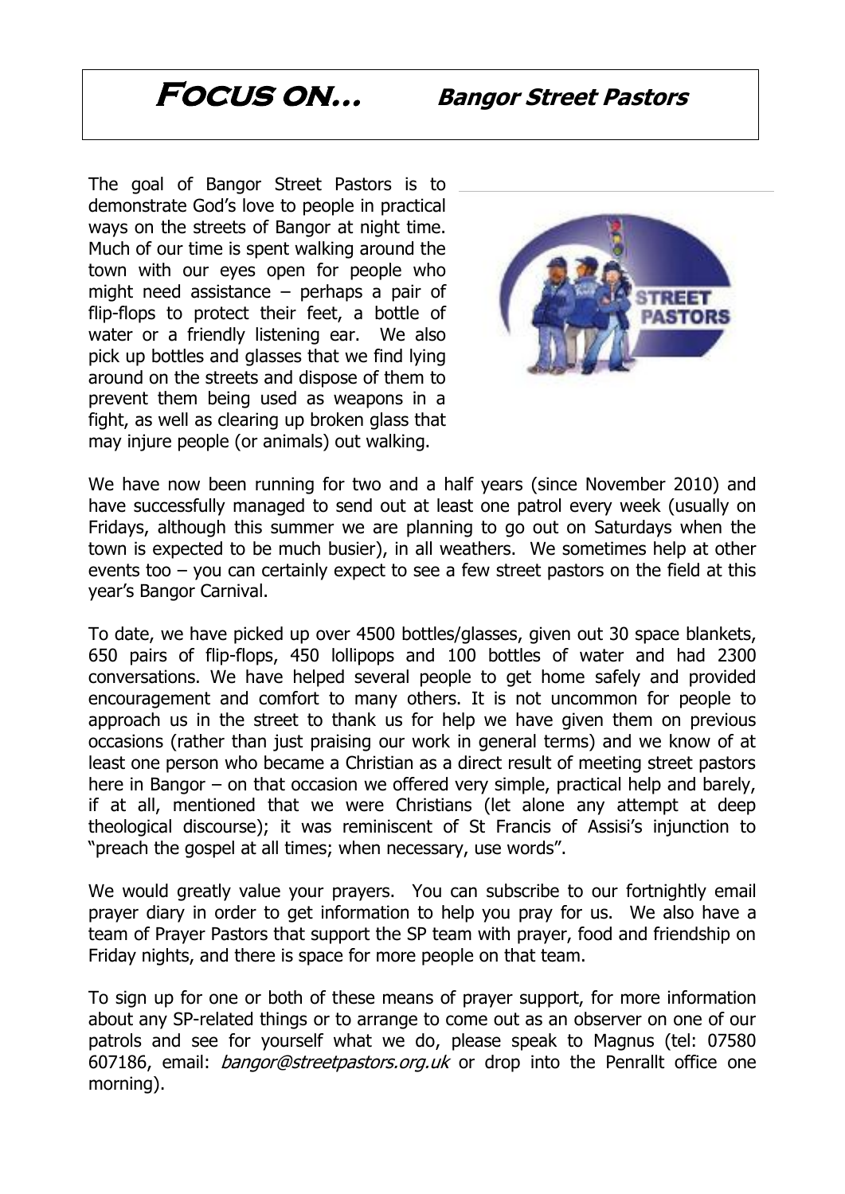# Focus on… Bangor Street Pastors

The goal of Bangor Street Pastors is to demonstrate God's love to people in practical ways on the streets of Bangor at night time. Much of our time is spent walking around the town with our eyes open for people who might need assistance – perhaps a pair of flip-flops to protect their feet, a bottle of water or a friendly listening ear. We also pick up bottles and glasses that we find lying around on the streets and dispose of them to prevent them being used as weapons in a fight, as well as clearing up broken glass that may injure people (or animals) out walking.

We have now been running for two and a half years (since November 2010) and have successfully managed to send out at least one patrol every week (usually on Fridays, although this summer we are planning to go out on Saturdays when the town is expected to be much busier), in all weathers. We sometimes help at other events too – you can certainly expect to see a few street pastors on the field at this year's Bangor Carnival.

To date, we have picked up over 4500 bottles/glasses, given out 30 space blankets, 650 pairs of flip-flops, 450 lollipops and 100 bottles of water and had 2300 conversations. We have helped several people to get home safely and provided encouragement and comfort to many others. It is not uncommon for people to approach us in the street to thank us for help we have given them on previous occasions (rather than just praising our work in general terms) and we know of at least one person who became a Christian as a direct result of meeting street pastors here in Bangor – on that occasion we offered very simple, practical help and barely, if at all, mentioned that we were Christians (let alone any attempt at deep theological discourse); it was reminiscent of St Francis of Assisi's injunction to "preach the gospel at all times; when necessary, use words".

We would greatly value your prayers. You can subscribe to our fortnightly email prayer diary in order to get information to help you pray for us. We also have a team of Prayer Pastors that support the SP team with prayer, food and friendship on Friday nights, and there is space for more people on that team.

To sign up for one or both of these means of prayer support, for more information about any SP-related things or to arrange to come out as an observer on one of our patrols and see for yourself what we do, please speak to Magnus (tel: 07580 607186, email: *bangor@streetpastors.org.uk* or drop into the Penrallt office one morning).